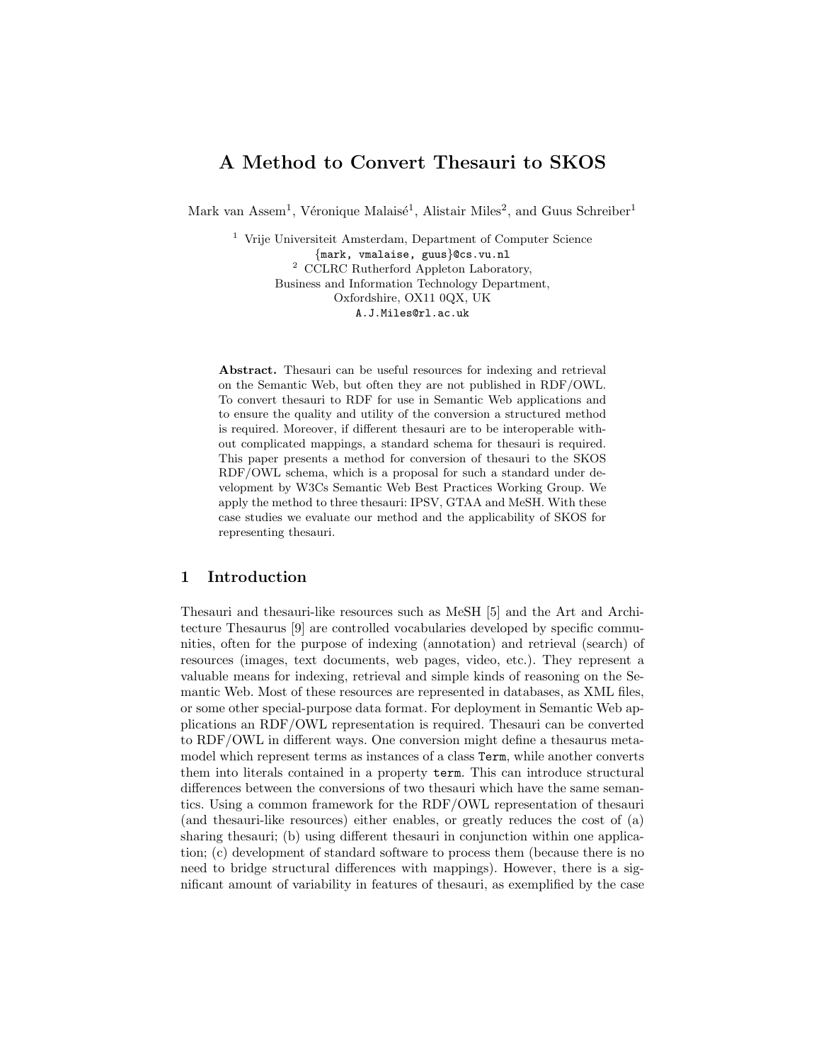# A Method to Convert Thesauri to SKOS

Mark van Assem[1], Véronique Malaisé[1], Alistair Miles[2], and Guus Schreiber[1]

[1] Vrije Universiteit Amsterdam, Department of Computer Science
{mark, vmalaise, guus}@cs.vu.nl
[2] CCLRC Rutherford Appleton Laboratory,
Business and Information Technology Department,
Oxfordshire, OX11 0QX, UK
A.J.Miles@rl.ac.uk

**Abstract.** Thesauri can be useful resources for indexing and retrieval on the Semantic Web, but often they are not published in RDF/OWL. To convert thesauri to RDF for use in Semantic Web applications and to ensure the quality and utility of the conversion a structured method is required. Moreover, if different thesauri are to be interoperable without complicated mappings, a standard schema for thesauri is required. This paper presents a method for conversion of thesauri to the SKOS RDF/OWL schema, which is a proposal for such a standard under development by W3Cs Semantic Web Best Practices Working Group. We apply the method to three thesauri: IPSV, GTAA and MeSH. With these case studies we evaluate our method and the applicability of SKOS for representing thesauri.

## 1 Introduction

Thesauri and thesauri-like resources such as MeSH [5] and the Art and Architecture Thesaurus [9] are controlled vocabularies developed by specific communities, often for the purpose of indexing (annotation) and retrieval (search) of resources (images, text documents, web pages, video, etc.). They represent a valuable means for indexing, retrieval and simple kinds of reasoning on the Semantic Web. Most of these resources are represented in databases, as XML files, or some other special-purpose data format. For deployment in Semantic Web applications an RDF/OWL representation is required. Thesauri can be converted to RDF/OWL in different ways. One conversion might define a thesaurus metamodel which represent terms as instances of a class `Term`, while another converts them into literals contained in a property `term`. This can introduce structural differences between the conversions of two thesauri which have the same semantics. Using a common framework for the RDF/OWL representation of thesauri (and thesauri-like resources) either enables, or greatly reduces the cost of (a) sharing thesauri; (b) using different thesauri in conjunction within one application; (c) development of standard software to process them (because there is no need to bridge structural differences with mappings). However, there is a significant amount of variability in features of thesauri, as exemplified by the case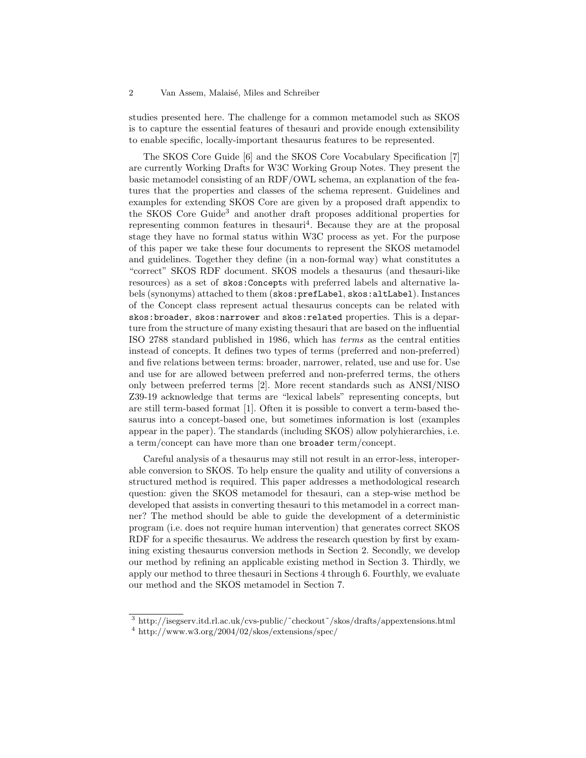studies presented here. The challenge for a common metamodel such as SKOS is to capture the essential features of thesauri and provide enough extensibility to enable specific, locally-important thesaurus features to be represented.

The SKOS Core Guide [6] and the SKOS Core Vocabulary Specification [7] are currently Working Drafts for W3C Working Group Notes. They present the basic metamodel consisting of an RDF/OWL schema, an explanation of the features that the properties and classes of the schema represent. Guidelines and examples for extending SKOS Core are given by a proposed draft appendix to the SKOS Core Guide[3] and another draft proposes additional properties for representing common features in thesauri[4]. Because they are at the proposal stage they have no formal status within W3C process as yet. For the purpose of this paper we take these four documents to represent the SKOS metamodel and guidelines. Together they define (in a non-formal way) what constitutes a "correct" SKOS RDF document. SKOS models a thesaurus (and thesauri-like resources) as a set of `skos:Concept`s with preferred labels and alternative labels (synonyms) attached to them (`skos:prefLabel`, `skos:altLabel`). Instances of the Concept class represent actual thesaurus concepts can be related with `skos:broader`, `skos:narrower` and `skos:related` properties. This is a departure from the structure of many existing thesauri that are based on the influential ISO 2788 standard published in 1986, which has *terms* as the central entities instead of concepts. It defines two types of terms (preferred and non-preferred) and five relations between terms: broader, narrower, related, use and use for. Use and use for are allowed between preferred and non-preferred terms, the others only between preferred terms [2]. More recent standards such as ANSI/NISO Z39-19 acknowledge that terms are "lexical labels" representing concepts, but are still term-based format [1]. Often it is possible to convert a term-based thesaurus into a concept-based one, but sometimes information is lost (examples appear in the paper). The standards (including SKOS) allow polyhierarchies, i.e. a term/concept can have more than one `broader` term/concept.

Careful analysis of a thesaurus may still not result in an error-less, interoperable conversion to SKOS. To help ensure the quality and utility of conversions a structured method is required. This paper addresses a methodological research question: given the SKOS metamodel for thesauri, can a step-wise method be developed that assists in converting thesauri to this metamodel in a correct manner? The method should be able to guide the development of a deterministic program (i.e. does not require human intervention) that generates correct SKOS RDF for a specific thesaurus. We address the research question by first by examining existing thesaurus conversion methods in Section 2. Secondly, we develop our method by refining an applicable existing method in Section 3. Thirdly, we apply our method to three thesauri in Sections 4 through 6. Fourthly, we evaluate our method and the SKOS metamodel in Section 7.

[3] http://isegserv.itd.rl.ac.uk/cvs-public/~checkout~/skos/drafts/appextensions.html

[4] http://www.w3.org/2004/02/skos/extensions/spec/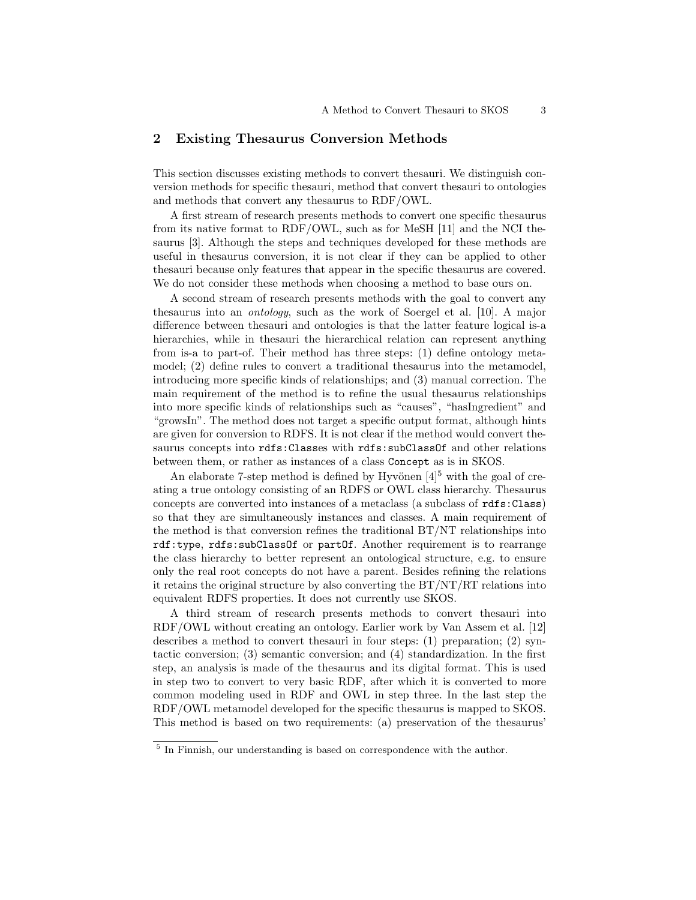## 2 Existing Thesaurus Conversion Methods

This section discusses existing methods to convert thesauri. We distinguish conversion methods for specific thesauri, method that convert thesauri to ontologies and methods that convert any thesaurus to RDF/OWL.

A first stream of research presents methods to convert one specific thesaurus from its native format to RDF/OWL, such as for MeSH [11] and the NCI thesaurus [3]. Although the steps and techniques developed for these methods are useful in thesaurus conversion, it is not clear if they can be applied to other thesauri because only features that appear in the specific thesaurus are covered. We do not consider these methods when choosing a method to base ours on.

A second stream of research presents methods with the goal to convert any thesaurus into an *ontology*, such as the work of Soergel et al. [10]. A major difference between thesauri and ontologies is that the latter feature logical is-a hierarchies, while in thesauri the hierarchical relation can represent anything from is-a to part-of. Their method has three steps: (1) define ontology metamodel; (2) define rules to convert a traditional thesaurus into the metamodel, introducing more specific kinds of relationships; and (3) manual correction. The main requirement of the method is to refine the usual thesaurus relationships into more specific kinds of relationships such as "causes", "hasIngredient" and "growsIn". The method does not target a specific output format, although hints are given for conversion to RDFS. It is not clear if the method would convert thesaurus concepts into `rdfs:Class`es with `rdfs:subClassOf` and other relations between them, or rather as instances of a class `Concept` as is in SKOS.

An elaborate 7-step method is defined by Hyvönen [4][5] with the goal of creating a true ontology consisting of an RDFS or OWL class hierarchy. Thesaurus concepts are converted into instances of a metaclass (a subclass of `rdfs:Class`) so that they are simultaneously instances and classes. A main requirement of the method is that conversion refines the traditional BT/NT relationships into `rdf:type`, `rdfs:subClassOf` or `partOf`. Another requirement is to rearrange the class hierarchy to better represent an ontological structure, e.g. to ensure only the real root concepts do not have a parent. Besides refining the relations it retains the original structure by also converting the BT/NT/RT relations into equivalent RDFS properties. It does not currently use SKOS.

A third stream of research presents methods to convert thesauri into RDF/OWL without creating an ontology. Earlier work by Van Assem et al. [12] describes a method to convert thesauri in four steps: (1) preparation; (2) syntactic conversion; (3) semantic conversion; and (4) standardization. In the first step, an analysis is made of the thesaurus and its digital format. This is used in step two to convert to very basic RDF, after which it is converted to more common modeling used in RDF and OWL in step three. In the last step the RDF/OWL metamodel developed for the specific thesaurus is mapped to SKOS. This method is based on two requirements: (a) preservation of the thesaurus'

[5] In Finnish, our understanding is based on correspondence with the author.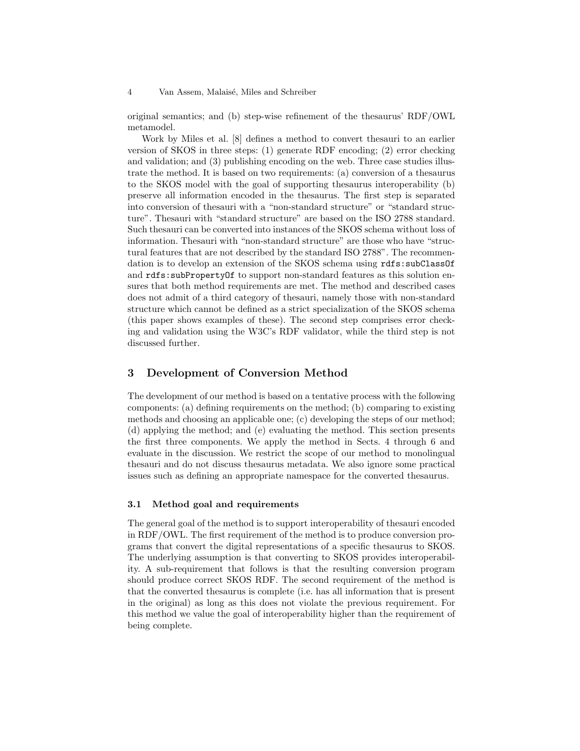original semantics; and (b) step-wise refinement of the thesaurus' RDF/OWL metamodel.

Work by Miles et al. [8] defines a method to convert thesauri to an earlier version of SKOS in three steps: (1) generate RDF encoding; (2) error checking and validation; and (3) publishing encoding on the web. Three case studies illustrate the method. It is based on two requirements: (a) conversion of a thesaurus to the SKOS model with the goal of supporting thesaurus interoperability (b) preserve all information encoded in the thesaurus. The first step is separated into conversion of thesauri with a "non-standard structure" or "standard structure". Thesauri with "standard structure" are based on the ISO 2788 standard. Such thesauri can be converted into instances of the SKOS schema without loss of information. Thesauri with "non-standard structure" are those who have "structural features that are not described by the standard ISO 2788". The recommendation is to develop an extension of the SKOS schema using `rdfs:subClassOf` and `rdfs:subPropertyOf` to support non-standard features as this solution ensures that both method requirements are met. The method and described cases does not admit of a third category of thesauri, namely those with non-standard structure which cannot be defined as a strict specialization of the SKOS schema (this paper shows examples of these). The second step comprises error checking and validation using the W3C's RDF validator, while the third step is not discussed further.

## 3 Development of Conversion Method

The development of our method is based on a tentative process with the following components: (a) defining requirements on the method; (b) comparing to existing methods and choosing an applicable one; (c) developing the steps of our method; (d) applying the method; and (e) evaluating the method. This section presents the first three components. We apply the method in Sects. 4 through 6 and evaluate in the discussion. We restrict the scope of our method to monolingual thesauri and do not discuss thesaurus metadata. We also ignore some practical issues such as defining an appropriate namespace for the converted thesaurus.

### 3.1 Method goal and requirements

The general goal of the method is to support interoperability of thesauri encoded in RDF/OWL. The first requirement of the method is to produce conversion programs that convert the digital representations of a specific thesaurus to SKOS. The underlying assumption is that converting to SKOS provides interoperability. A sub-requirement that follows is that the resulting conversion program should produce correct SKOS RDF. The second requirement of the method is that the converted thesaurus is complete (i.e. has all information that is present in the original) as long as this does not violate the previous requirement. For this method we value the goal of interoperability higher than the requirement of being complete.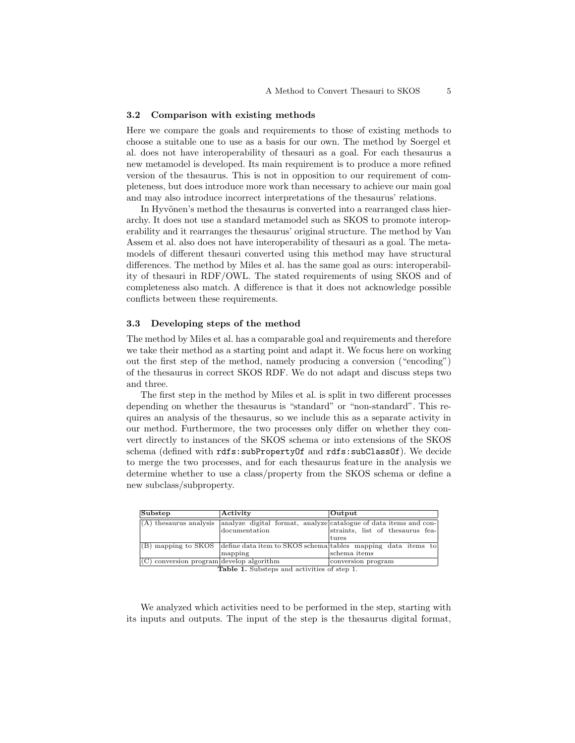### 3.2 Comparison with existing methods

Here we compare the goals and requirements to those of existing methods to choose a suitable one to use as a basis for our own. The method by Soergel et al. does not have interoperability of thesauri as a goal. For each thesaurus a new metamodel is developed. Its main requirement is to produce a more refined version of the thesaurus. This is not in opposition to our requirement of completeness, but does introduce more work than necessary to achieve our main goal and may also introduce incorrect interpretations of the thesaurus' relations.

In Hyvönen's method the thesaurus is converted into a rearranged class hierarchy. It does not use a standard metamodel such as SKOS to promote interoperability and it rearranges the thesaurus' original structure. The method by Van Assem et al. also does not have interoperability of thesauri as a goal. The metamodels of different thesauri converted using this method may have structural differences. The method by Miles et al. has the same goal as ours: interoperability of thesauri in RDF/OWL. The stated requirements of using SKOS and of completeness also match. A difference is that it does not acknowledge possible conflicts between these requirements.

### 3.3 Developing steps of the method

The method by Miles et al. has a comparable goal and requirements and therefore we take their method as a starting point and adapt it. We focus here on working out the first step of the method, namely producing a conversion ("encoding") of the thesaurus in correct SKOS RDF. We do not adapt and discuss steps two and three.

The first step in the method by Miles et al. is split in two different processes depending on whether the thesaurus is "standard" or "non-standard". This requires an analysis of the thesaurus, so we include this as a separate activity in our method. Furthermore, the two processes only differ on whether they convert directly to instances of the SKOS schema or into extensions of the SKOS schema (defined with `rdfs:subPropertyOf` and `rdfs:subClassOf`). We decide to merge the two processes, and for each thesaurus feature in the analysis we determine whether to use a class/property from the SKOS schema or define a new subclass/subproperty.

| Substep | Activity | Output |
|---|---|---|
| (A) thesaurus analysis | analyze digital format, analyze documentation | catalogue of data items and constraints, list of thesaurus features |
| (B) mapping to SKOS | define data item to SKOS schema mapping | tables mapping data items to schema items |
| (C) conversion program | develop algorithm | conversion program |

**Table 1.** Substeps and activities of step 1.

We analyzed which activities need to be performed in the step, starting with its inputs and outputs. The input of the step is the thesaurus digital format,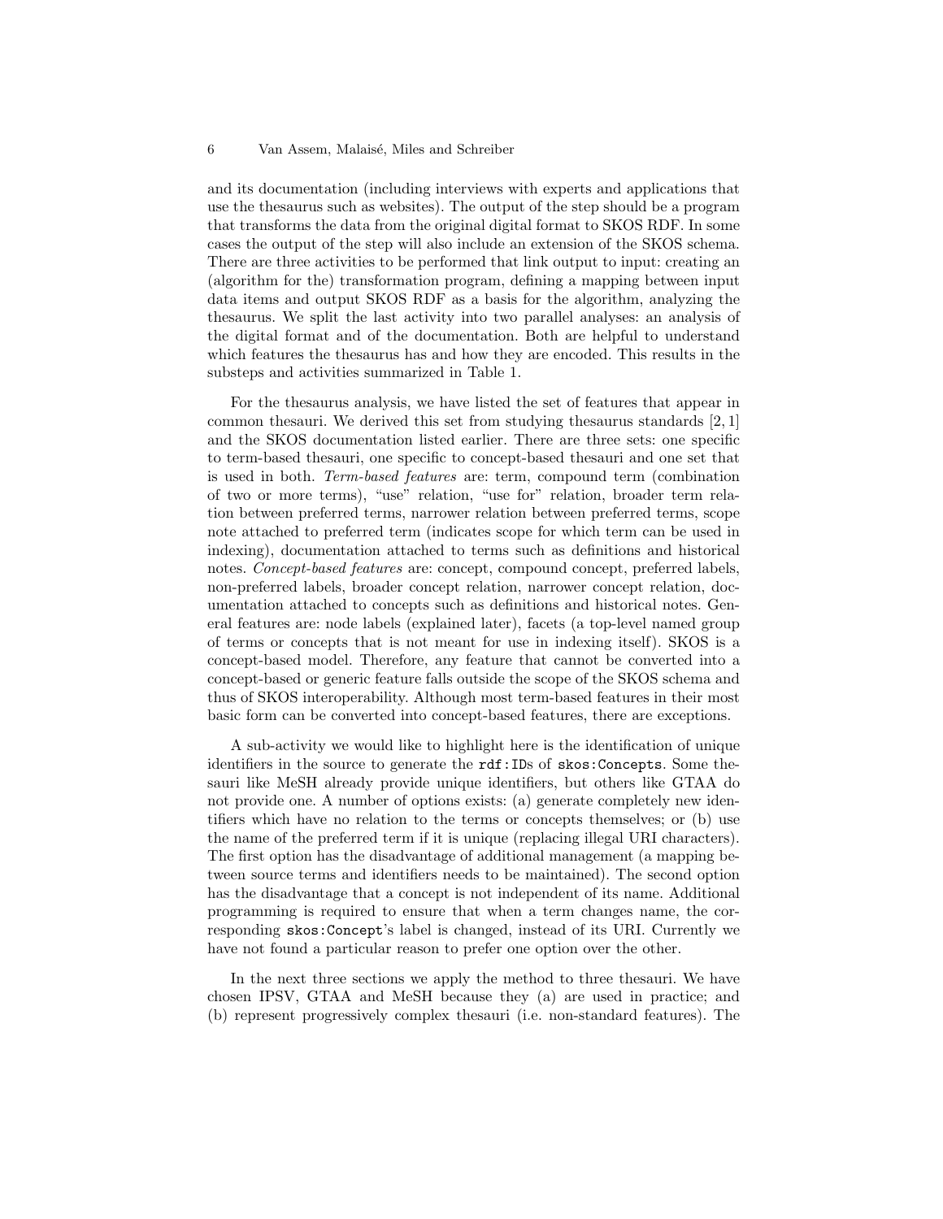and its documentation (including interviews with experts and applications that use the thesaurus such as websites). The output of the step should be a program that transforms the data from the original digital format to SKOS RDF. In some cases the output of the step will also include an extension of the SKOS schema. There are three activities to be performed that link output to input: creating an (algorithm for the) transformation program, defining a mapping between input data items and output SKOS RDF as a basis for the algorithm, analyzing the thesaurus. We split the last activity into two parallel analyses: an analysis of the digital format and of the documentation. Both are helpful to understand which features the thesaurus has and how they are encoded. This results in the substeps and activities summarized in Table 1.

For the thesaurus analysis, we have listed the set of features that appear in common thesauri. We derived this set from studying thesaurus standards [2, 1] and the SKOS documentation listed earlier. There are three sets: one specific to term-based thesauri, one specific to concept-based thesauri and one set that is used in both. *Term-based features* are: term, compound term (combination of two or more terms), "use" relation, "use for" relation, broader term relation between preferred terms, narrower relation between preferred terms, scope note attached to preferred term (indicates scope for which term can be used in indexing), documentation attached to terms such as definitions and historical notes. *Concept-based features* are: concept, compound concept, preferred labels, non-preferred labels, broader concept relation, narrower concept relation, documentation attached to concepts such as definitions and historical notes. General features are: node labels (explained later), facets (a top-level named group of terms or concepts that is not meant for use in indexing itself). SKOS is a concept-based model. Therefore, any feature that cannot be converted into a concept-based or generic feature falls outside the scope of the SKOS schema and thus of SKOS interoperability. Although most term-based features in their most basic form can be converted into concept-based features, there are exceptions.

A sub-activity we would like to highlight here is the identification of unique identifiers in the source to generate the `rdf:ID`s of `skos:Concept`s. Some thesauri like MeSH already provide unique identifiers, but others like GTAA do not provide one. A number of options exists: (a) generate completely new identifiers which have no relation to the terms or concepts themselves; or (b) use the name of the preferred term if it is unique (replacing illegal URI characters). The first option has the disadvantage of additional management (a mapping between source terms and identifiers needs to be maintained). The second option has the disadvantage that a concept is not independent of its name. Additional programming is required to ensure that when a term changes name, the corresponding `skos:Concept`'s label is changed, instead of its URI. Currently we have not found a particular reason to prefer one option over the other.

In the next three sections we apply the method to three thesauri. We have chosen IPSV, GTAA and MeSH because they (a) are used in practice; and (b) represent progressively complex thesauri (i.e. non-standard features). The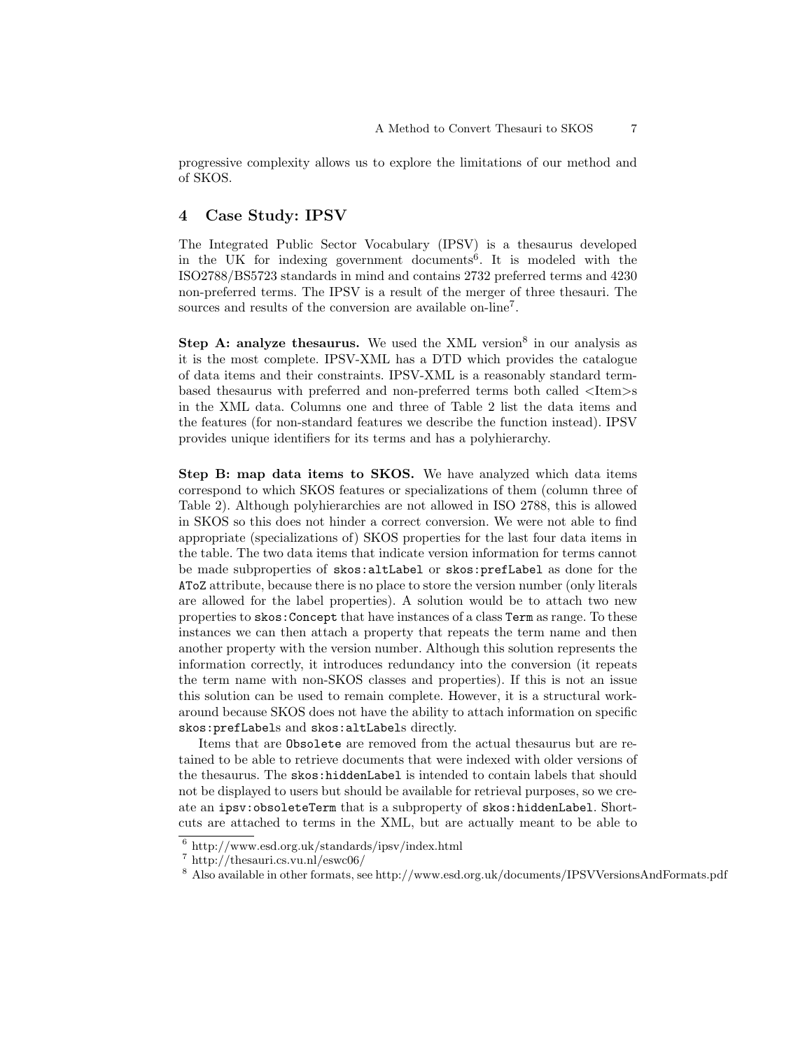progressive complexity allows us to explore the limitations of our method and of SKOS.

## 4 Case Study: IPSV

The Integrated Public Sector Vocabulary (IPSV) is a thesaurus developed in the UK for indexing government documents[6]. It is modeled with the ISO2788/BS5723 standards in mind and contains 2732 preferred terms and 4230 non-preferred terms. The IPSV is a result of the merger of three thesauri. The sources and results of the conversion are available on-line[7].

**Step A: analyze thesaurus.** We used the XML version[8] in our analysis as it is the most complete. IPSV-XML has a DTD which provides the catalogue of data items and their constraints. IPSV-XML is a reasonably standard term-based thesaurus with preferred and non-preferred terms both called <Item>s in the XML data. Columns one and three of Table 2 list the data items and the features (for non-standard features we describe the function instead). IPSV provides unique identifiers for its terms and has a polyhierarchy.

**Step B: map data items to SKOS.** We have analyzed which data items correspond to which SKOS features or specializations of them (column three of Table 2). Although polyhierarchies are not allowed in ISO 2788, this is allowed in SKOS so this does not hinder a correct conversion. We were not able to find appropriate (specializations of) SKOS properties for the last four data items in the table. The two data items that indicate version information for terms cannot be made subproperties of `skos:altLabel` or `skos:prefLabel` as done for the `AToZ` attribute, because there is no place to store the version number (only literals are allowed for the label properties). A solution would be to attach two new properties to `skos:Concept` that have instances of a class `Term` as range. To these instances we can then attach a property that repeats the term name and then another property with the version number. Although this solution represents the information correctly, it introduces redundancy into the conversion (it repeats the term name with non-SKOS classes and properties). If this is not an issue this solution can be used to remain complete. However, it is a structural work-around because SKOS does not have the ability to attach information on specific `skos:prefLabel`s and `skos:altLabel`s directly.

Items that are `Obsolete` are removed from the actual thesaurus but are retained to be able to retrieve documents that were indexed with older versions of the thesaurus. The `skos:hiddenLabel` is intended to contain labels that should not be displayed to users but should be available for retrieval purposes, so we create an `ipsv:obsoleteTerm` that is a subproperty of `skos:hiddenLabel`. Shortcuts are attached to terms in the XML, but are actually meant to be able to

[6] http://www.esd.org.uk/standards/ipsv/index.html

[7] http://thesauri.cs.vu.nl/eswc06/

[8] Also available in other formats, see http://www.esd.org.uk/documents/IPSVVersionsAndFormats.pdf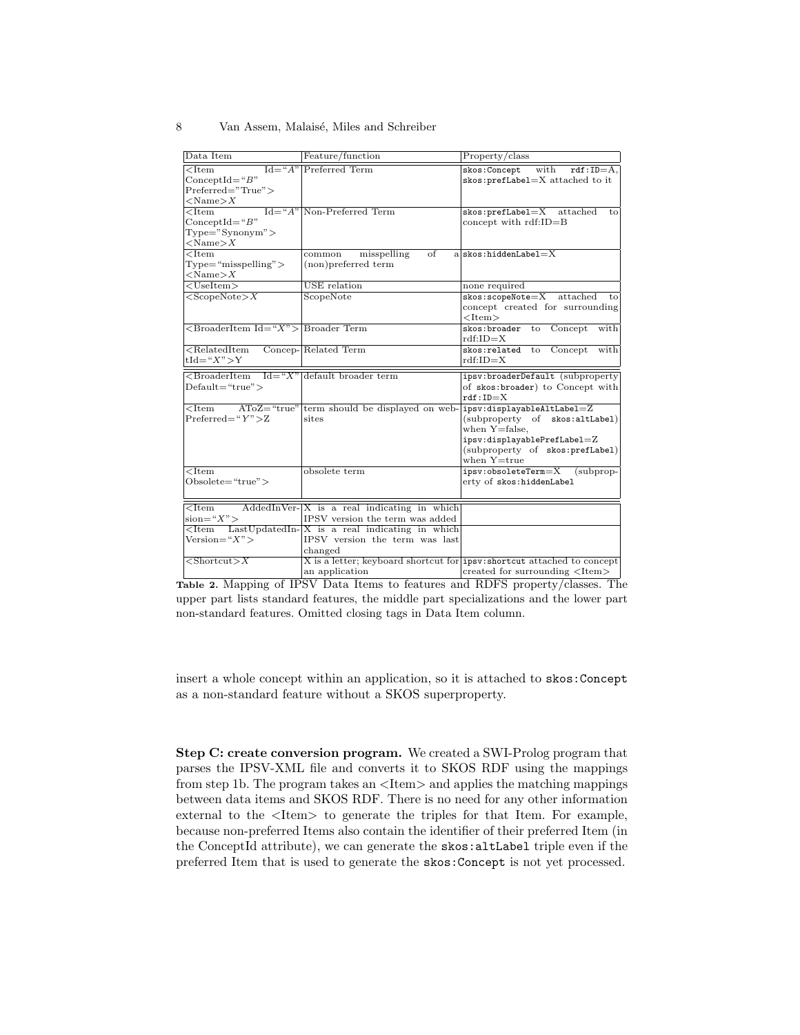| Data Item | Feature/function | Property/class |
|---|---|---|
| <Item Id="*A*" ConceptId="*B*" Preferred="True"> <Name>*X* | Preferred Term | skos:Concept with rdf:ID=A, skos:prefLabel=X attached to it |
| <Item Id="*A*" ConceptId="*B*" Type="Synonym"> <Name>*X* | Non-Preferred Term | skos:prefLabel=X attached to concept with rdf:ID=B |
| <Item Type="misspelling"> <Name>*X* | common misspelling of a (non)preferred term | skos:hiddenLabel=X |
| <UseItem> | USE relation | none required |
| <ScopeNote>*X* | ScopeNote | skos:scopeNote=X attached to concept created for surrounding <Item> |
| <BroaderItem Id="*X*"> | Broader Term | skos:broader to Concept with rdf:ID=X |
| <RelatedItem ConceptId="*X*">Y | Related Term | skos:related to Concept with rdf:ID=X |
| <BroaderItem Id="*X*" Default="true"> | default broader term | ipsv:broaderDefault (subproperty of skos:broader) to Concept with rdf:ID=X |
| <Item AToZ="true" Preferred="*Y*">Z | term should be displayed on websites | ipsv:displayableAltLabel=Z (subproperty of skos:altLabel) when Y=false, ipsv:displayablePrefLabel=Z (subproperty of skos:prefLabel) when Y=true |
| <Item Obsolete="true"> | obsolete term | ipsv:obsoleteTerm=X (subproperty of skos:hiddenLabel |
| <Item AddedInVersion="*X*"> | X is a real indicating in which IPSV version the term was added | |
| <Item LastUpdatedInVersion="*X*"> | X is a real indicating in which IPSV version the term was last changed | |
| <Shortcut>*X* | X is a letter; keyboard shortcut for an application | ipsv:shortcut attached to concept created for surrounding <Item> |

**Table 2.** Mapping of IPSV Data Items to features and RDFS property/classes. The upper part lists standard features, the middle part specializations and the lower part non-standard features. Omitted closing tags in Data Item column.

insert a whole concept within an application, so it is attached to skos:Concept as a non-standard feature without a SKOS superproperty.

**Step C: create conversion program.** We created a SWI-Prolog program that parses the IPSV-XML file and converts it to SKOS RDF using the mappings from step 1b. The program takes an <Item> and applies the matching mappings between data items and SKOS RDF. There is no need for any other information external to the <Item> to generate the triples for that Item. For example, because non-preferred Items also contain the identifier of their preferred Item (in the ConceptId attribute), we can generate the skos:altLabel triple even if the preferred Item that is used to generate the skos:Concept is not yet processed.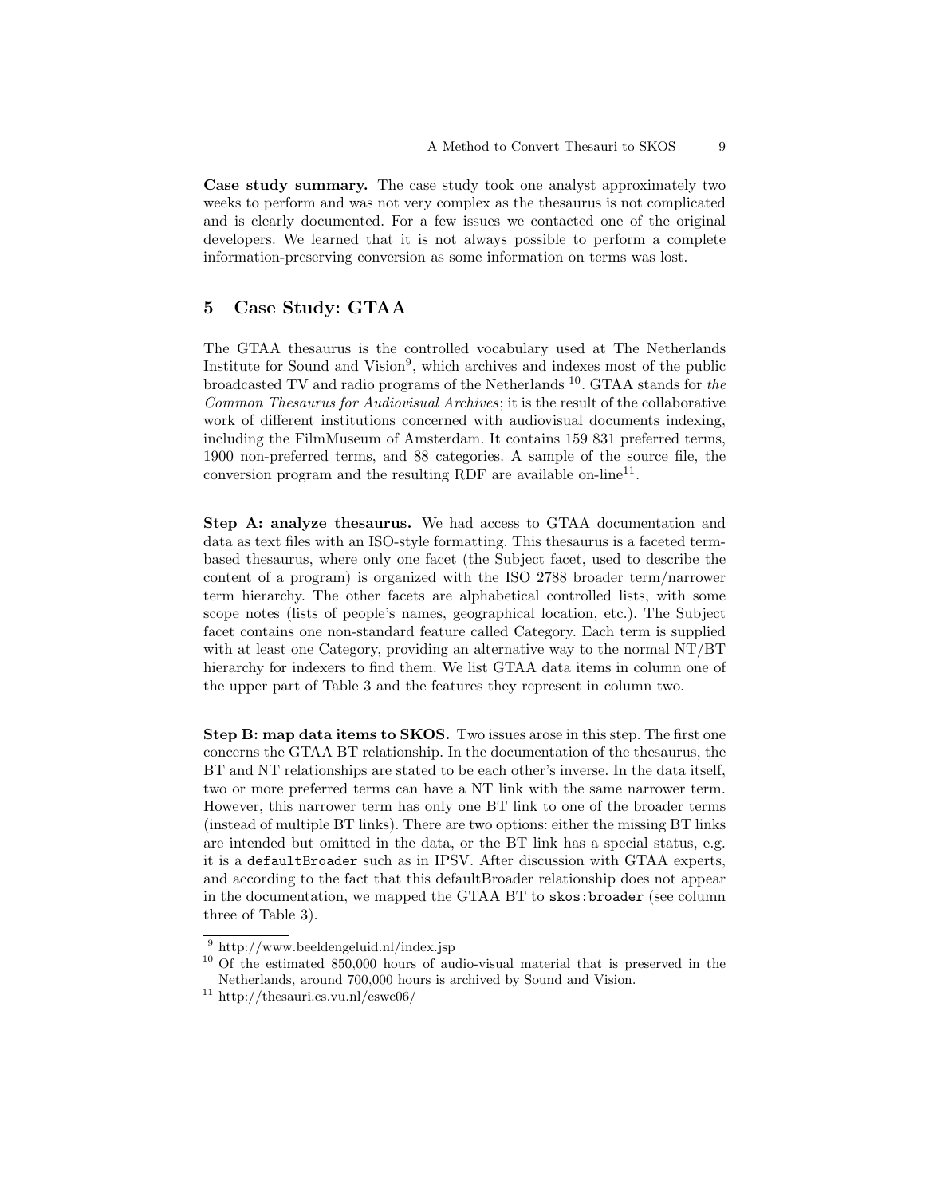**Case study summary.** The case study took one analyst approximately two weeks to perform and was not very complex as the thesaurus is not complicated and is clearly documented. For a few issues we contacted one of the original developers. We learned that it is not always possible to perform a complete information-preserving conversion as some information on terms was lost.

## 5 Case Study: GTAA

The GTAA thesaurus is the controlled vocabulary used at The Netherlands Institute for Sound and Vision[9], which archives and indexes most of the public broadcasted TV and radio programs of the Netherlands [10]. GTAA stands for *the Common Thesaurus for Audiovisual Archives*; it is the result of the collaborative work of different institutions concerned with audiovisual documents indexing, including the FilmMuseum of Amsterdam. It contains 159 831 preferred terms, 1900 non-preferred terms, and 88 categories. A sample of the source file, the conversion program and the resulting RDF are available on-line[11].

**Step A: analyze thesaurus.** We had access to GTAA documentation and data as text files with an ISO-style formatting. This thesaurus is a faceted term-based thesaurus, where only one facet (the Subject facet, used to describe the content of a program) is organized with the ISO 2788 broader term/narrower term hierarchy. The other facets are alphabetical controlled lists, with some scope notes (lists of people's names, geographical location, etc.). The Subject facet contains one non-standard feature called Category. Each term is supplied with at least one Category, providing an alternative way to the normal NT/BT hierarchy for indexers to find them. We list GTAA data items in column one of the upper part of Table 3 and the features they represent in column two.

**Step B: map data items to SKOS.** Two issues arose in this step. The first one concerns the GTAA BT relationship. In the documentation of the thesaurus, the BT and NT relationships are stated to be each other's inverse. In the data itself, two or more preferred terms can have a NT link with the same narrower term. However, this narrower term has only one BT link to one of the broader terms (instead of multiple BT links). There are two options: either the missing BT links are intended but omitted in the data, or the BT link has a special status, e.g. it is a `defaultBroader` such as in IPSV. After discussion with GTAA experts, and according to the fact that this defaultBroader relationship does not appear in the documentation, we mapped the GTAA BT to `skos:broader` (see column three of Table 3).

---

[9] http://www.beeldengeluid.nl/index.jsp

[10] Of the estimated 850,000 hours of audio-visual material that is preserved in the Netherlands, around 700,000 hours is archived by Sound and Vision.

[11] http://thesauri.cs.vu.nl/eswc06/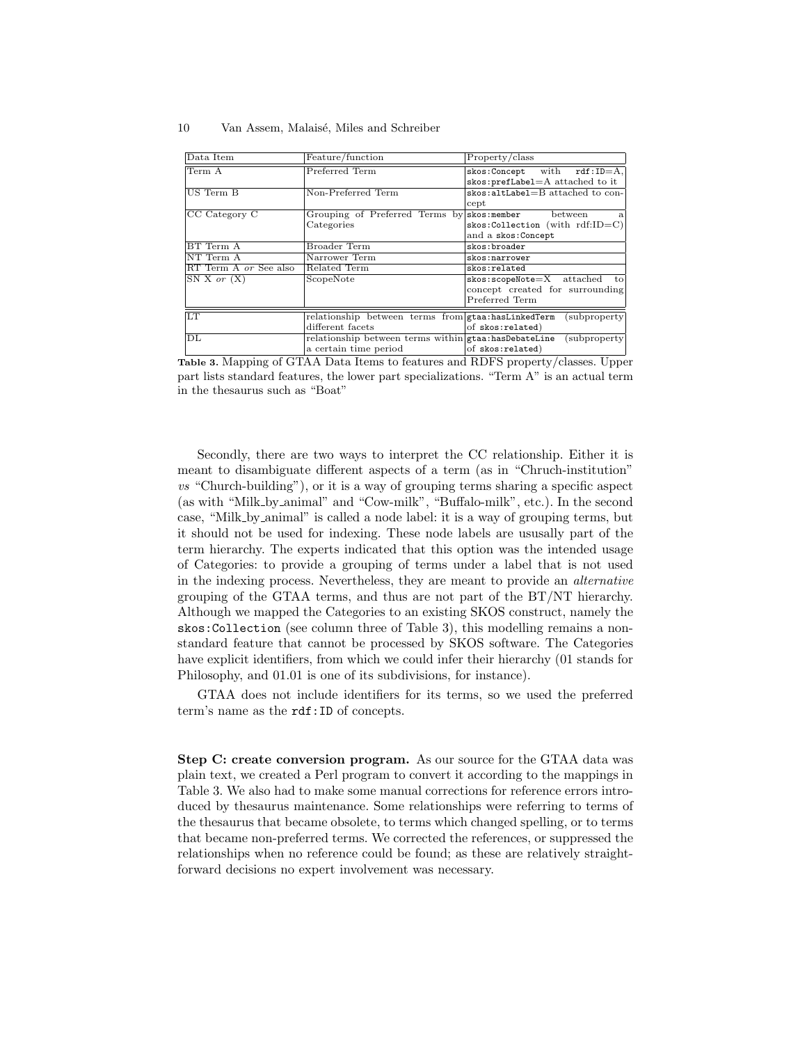| Data Item | Feature/function | Property/class |
|---|---|---|
| Term A | Preferred Term | `skos:Concept` with `rdf:ID`=A, `skos:prefLabel`=A attached to it |
| US Term B | Non-Preferred Term | `skos:altLabel`=B attached to concept |
| CC Category C | Grouping of Preferred Terms by Categories | `skos:member` between a `skos:Collection` (with rdf:ID=C) and a `skos:Concept` |
| BT Term A | Broader Term | `skos:broader` |
| NT Term A | Narrower Term | `skos:narrower` |
| RT Term A *or* See also | Related Term | `skos:related` |
| SN X *or* (X) | ScopeNote | `skos:scopeNote`=X attached to concept created for surrounding Preferred Term |
| LT | relationship between terms from different facets | `gtaa:hasLinkedTerm` (subproperty of `skos:related`) |
| DL | relationship between terms within a certain time period | `gtaa:hasDebateLine` (subproperty of `skos:related`) |

**Table 3.** Mapping of GTAA Data Items to features and RDFS property/classes. Upper part lists standard features, the lower part specializations. "Term A" is an actual term in the thesaurus such as "Boat"

Secondly, there are two ways to interpret the CC relationship. Either it is meant to disambiguate different aspects of a term (as in "Chruch-institution" *vs* "Church-building"), or it is a way of grouping terms sharing a specific aspect (as with "Milk_by_animal" and "Cow-milk", "Buffalo-milk", etc.). In the second case, "Milk_by_animal" is called a node label: it is a way of grouping terms, but it should not be used for indexing. These node labels are ususally part of the term hierarchy. The experts indicated that this option was the intended usage of Categories: to provide a grouping of terms under a label that is not used in the indexing process. Nevertheless, they are meant to provide an *alternative* grouping of the GTAA terms, and thus are not part of the BT/NT hierarchy. Although we mapped the Categories to an existing SKOS construct, namely the `skos:Collection` (see column three of Table 3), this modelling remains a non-standard feature that cannot be processed by SKOS software. The Categories have explicit identifiers, from which we could infer their hierarchy (01 stands for Philosophy, and 01.01 is one of its subdivisions, for instance).

GTAA does not include identifiers for its terms, so we used the preferred term's name as the `rdf:ID` of concepts.

**Step C: create conversion program.** As our source for the GTAA data was plain text, we created a Perl program to convert it according to the mappings in Table 3. We also had to make some manual corrections for reference errors introduced by thesaurus maintenance. Some relationships were referring to terms of the thesaurus that became obsolete, to terms which changed spelling, or to terms that became non-preferred terms. We corrected the references, or suppressed the relationships when no reference could be found; as these are relatively straightforward decisions no expert involvement was necessary.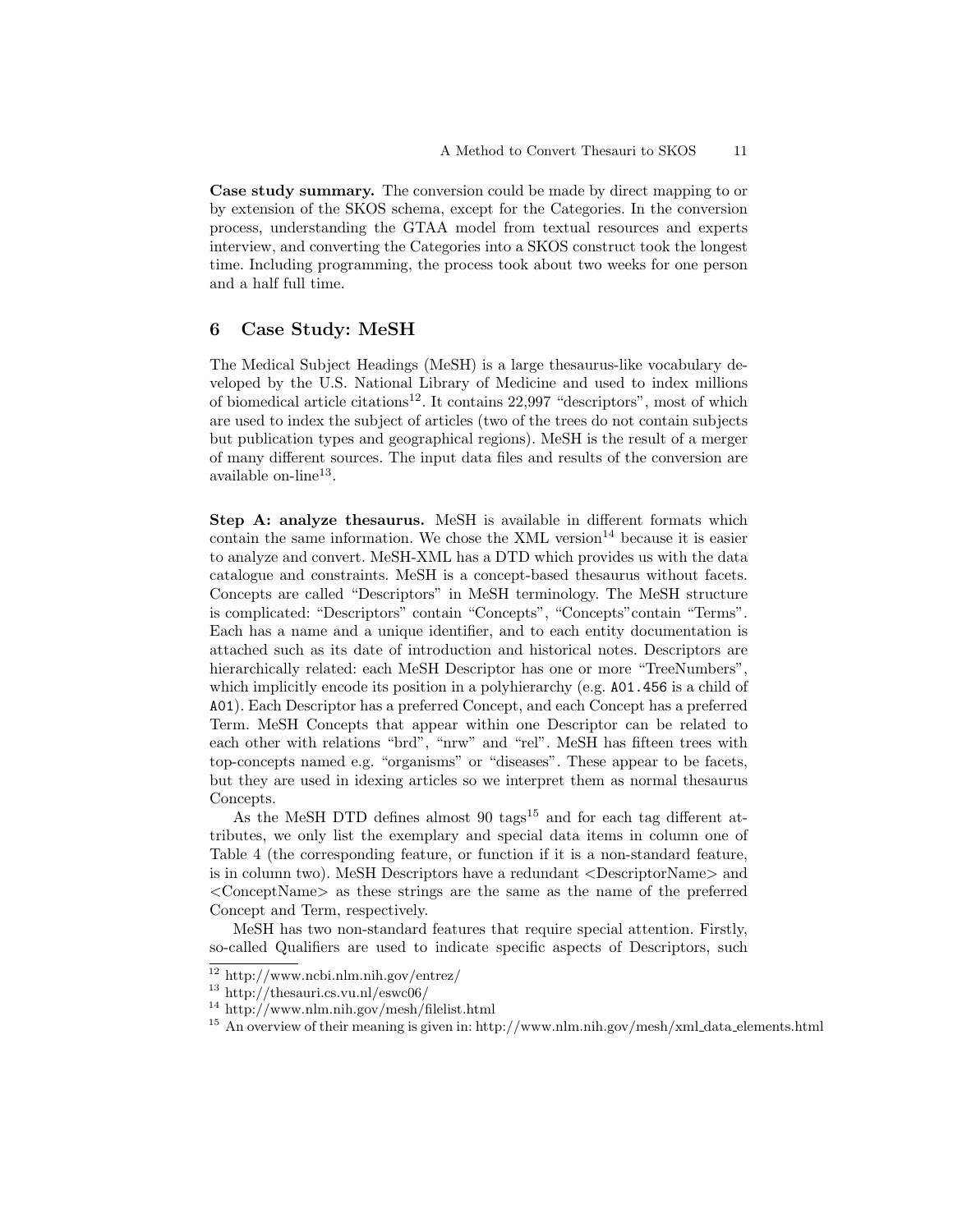**Case study summary.** The conversion could be made by direct mapping to or by extension of the SKOS schema, except for the Categories. In the conversion process, understanding the GTAA model from textual resources and experts interview, and converting the Categories into a SKOS construct took the longest time. Including programming, the process took about two weeks for one person and a half full time.

## 6 Case Study: MeSH

The Medical Subject Headings (MeSH) is a large thesaurus-like vocabulary developed by the U.S. National Library of Medicine and used to index millions of biomedical article citations[12]. It contains 22,997 "descriptors", most of which are used to index the subject of articles (two of the trees do not contain subjects but publication types and geographical regions). MeSH is the result of a merger of many different sources. The input data files and results of the conversion are available on-line[13].

**Step A: analyze thesaurus.** MeSH is available in different formats which contain the same information. We chose the XML version[14] because it is easier to analyze and convert. MeSH-XML has a DTD which provides us with the data catalogue and constraints. MeSH is a concept-based thesaurus without facets. Concepts are called "Descriptors" in MeSH terminology. The MeSH structure is complicated: "Descriptors" contain "Concepts", "Concepts"contain "Terms". Each has a name and a unique identifier, and to each entity documentation is attached such as its date of introduction and historical notes. Descriptors are hierarchically related: each MeSH Descriptor has one or more "TreeNumbers", which implicitly encode its position in a polyhierarchy (e.g. `A01.456` is a child of `A01`). Each Descriptor has a preferred Concept, and each Concept has a preferred Term. MeSH Concepts that appear within one Descriptor can be related to each other with relations "brd", "nrw" and "rel". MeSH has fifteen trees with top-concepts named e.g. "organisms" or "diseases". These appear to be facets, but they are used in idexing articles so we interpret them as normal thesaurus Concepts.

As the MeSH DTD defines almost 90 tags[15] and for each tag different attributes, we only list the exemplary and special data items in column one of Table 4 (the corresponding feature, or function if it is a non-standard feature, is in column two). MeSH Descriptors have a redundant <DescriptorName> and <ConceptName> as these strings are the same as the name of the preferred Concept and Term, respectively.

MeSH has two non-standard features that require special attention. Firstly, so-called Qualifiers are used to indicate specific aspects of Descriptors, such

---

[12] http://www.ncbi.nlm.nih.gov/entrez/

[13] http://thesauri.cs.vu.nl/eswc06/

[14] http://www.nlm.nih.gov/mesh/filelist.html

[15] An overview of their meaning is given in: http://www.nlm.nih.gov/mesh/xml_data_elements.html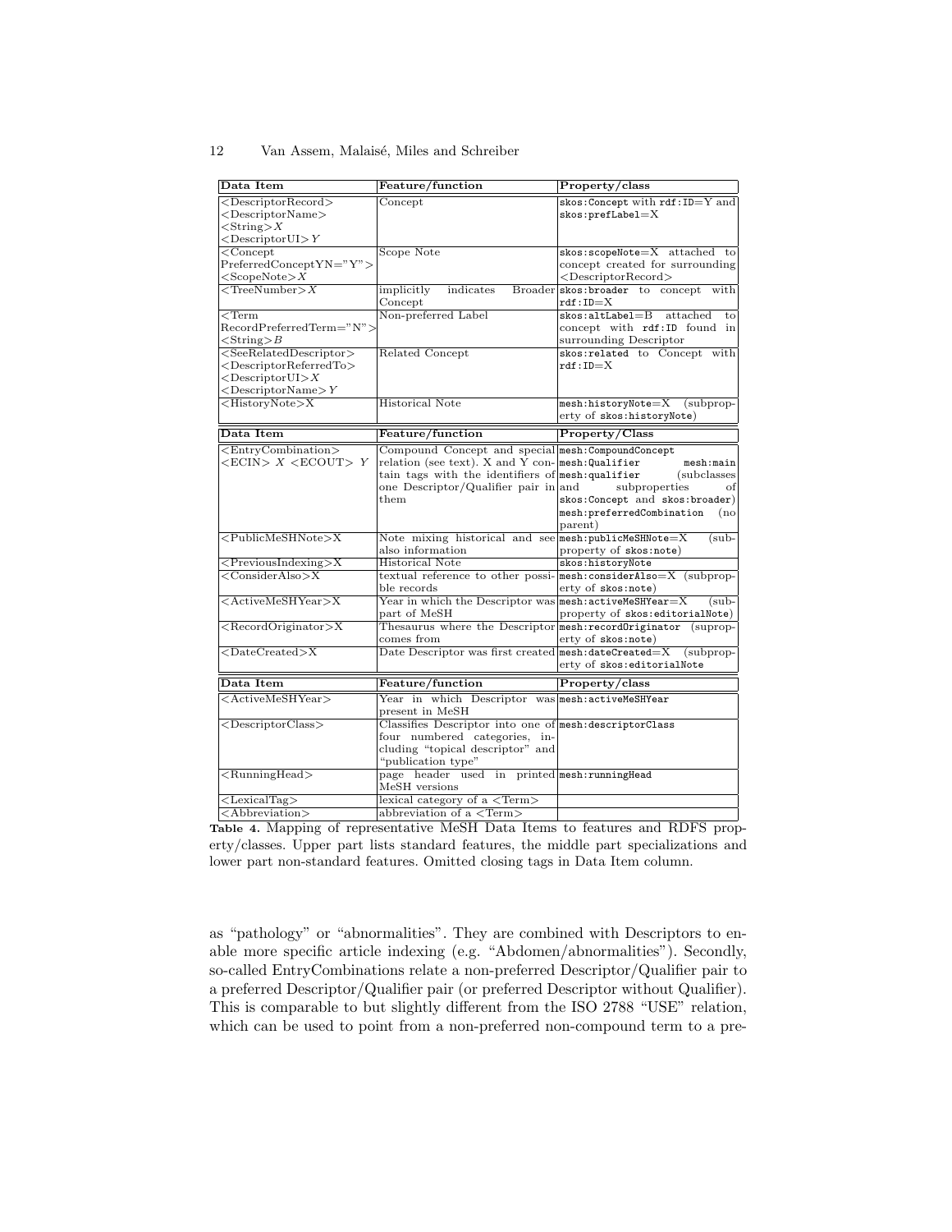| Data Item | Feature/function | Property/class |
|---|---|---|
| <DescriptorRecord> <DescriptorName> <String>*X* <DescriptorUI>*Y* | Concept | `skos:Concept` with `rdf:ID`=Y and `skos:prefLabel`=X |
| <Concept PreferredConceptYN="Y"> <ScopeNote>*X* | Scope Note | `skos:scopeNote`=X attached to concept created for surrounding <DescriptorRecord> |
| <TreeNumber>*X* | implicitly indicates Broader Concept | `skos:broader` to concept with `rdf:ID`=X |
| <Term RecordPreferredTerm="N"> <String>*B* | Non-preferred Label | `skos:altLabel`=B attached to concept with `rdf:ID` found in surrounding Descriptor |
| <SeeRelatedDescriptor> <DescriptorReferredTo> <DescriptorUI>*X* <DescriptorName>*Y* | Related Concept | `skos:related` to Concept with `rdf:ID`=X |
| <HistoryNote>X | Historical Note | `mesh:historyNote`=X (subproperty of `skos:historyNote`) |
| **Data Item** | **Feature/function** | **Property/Class** |
| <EntryCombination> <ECIN> *X* <ECOUT> *Y* | Compound Concept and special relation (see text). X and Y contain tags with the identifiers of one Descriptor/Qualifier pair in them | `mesh:CompoundConcept` `mesh:Qualifier` `mesh:main` `mesh:qualifier` (subclasses and subproperties of `skos:Concept` and `skos:broader`) `mesh:preferredCombination` (no parent) |
| <PublicMeSHNote>X | Note mixing historical and see also information | `mesh:publicMeSHNote`=X (subproperty of `skos:note`) |
| <PreviousIndexing>X | Historical Note | `skos:historyNote` |
| <ConsiderAlso>X | textual reference to other possible records | `mesh:considerAlso`=X (subproperty of `skos:note`) |
| <ActiveMeSHYear>X | Year in which the Descriptor was part of MeSH | `mesh:activeMeSHYear`=X (subproperty of `skos:editorialNote`) |
| <RecordOriginator>X | Thesaurus where the Descriptor comes from | `mesh:recordOriginator` (suproperty of `skos:note`) |
| <DateCreated>X | Date Descriptor was first created | `mesh:dateCreated`=X (subproperty of `skos:editorialNote` |
| **Data Item** | **Feature/function** | **Property/class** |
| <ActiveMeSHYear> | Year in which Descriptor was present in MeSH | `mesh:activeMeSHYear` |
| <DescriptorClass> | Classifies Descriptor into one of four numbered categories, including "topical descriptor" and "publication type" | `mesh:descriptorClass` |
| <RunningHead> | page header used in printed MeSH versions | `mesh:runningHead` |
| <LexicalTag> | lexical category of a <Term> | |
| <Abbreviation> | abbreviation of a <Term> | |

**Table 4.** Mapping of representative MeSH Data Items to features and RDFS property/classes. Upper part lists standard features, the middle part specializations and lower part non-standard features. Omitted closing tags in Data Item column.

as "pathology" or "abnormalities". They are combined with Descriptors to enable more specific article indexing (e.g. "Abdomen/abnormalities"). Secondly, so-called EntryCombinations relate a non-preferred Descriptor/Qualifier pair to a preferred Descriptor/Qualifier pair (or preferred Descriptor without Qualifier). This is comparable to but slightly different from the ISO 2788 "USE" relation, which can be used to point from a non-preferred non-compound term to a pre-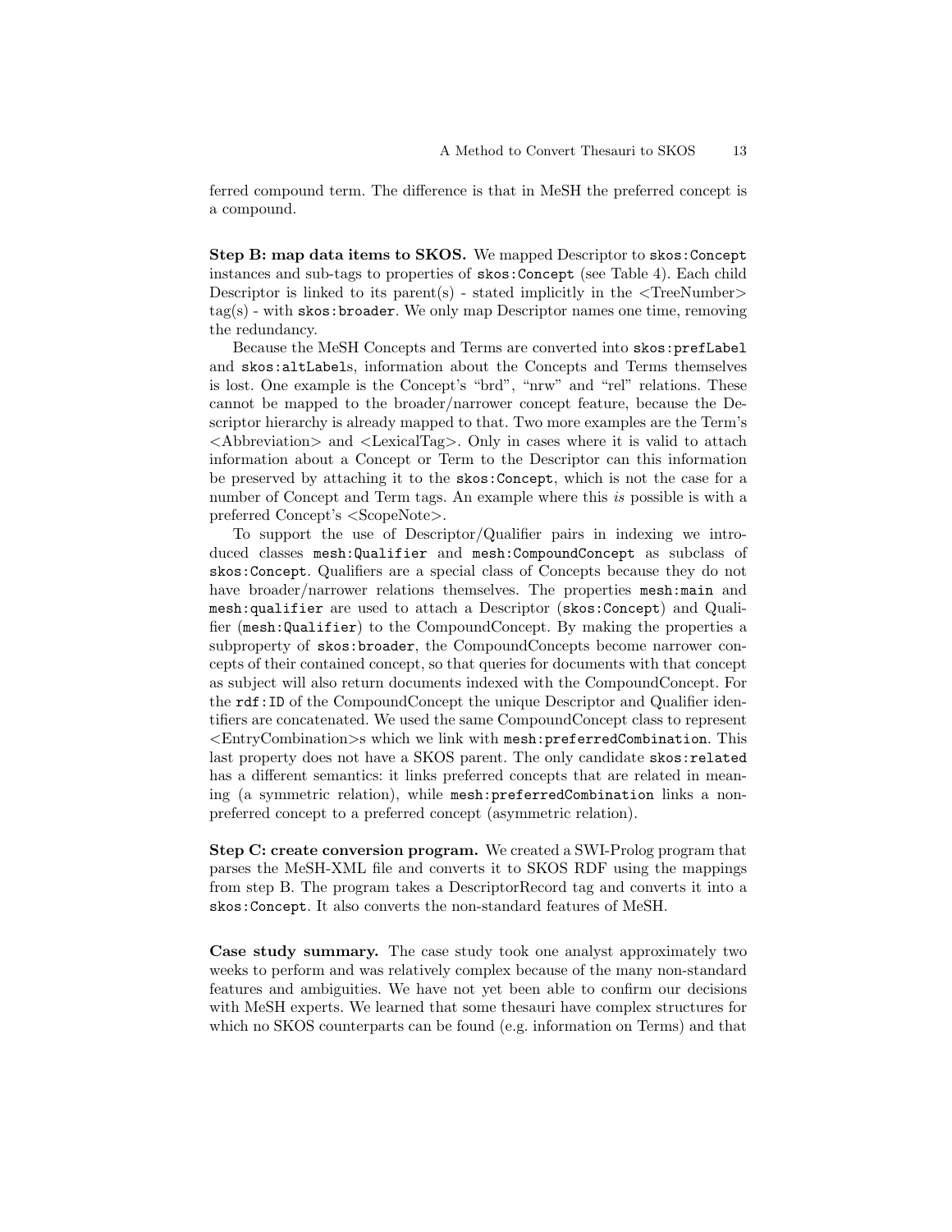ferred compound term. The difference is that in MeSH the preferred concept is a compound.

**Step B: map data items to SKOS.** We mapped Descriptor to `skos:Concept` instances and sub-tags to properties of `skos:Concept` (see Table 4). Each child Descriptor is linked to its parent(s) - stated implicitly in the <TreeNumber> tag(s) - with `skos:broader`. We only map Descriptor names one time, removing the redundancy.

Because the MeSH Concepts and Terms are converted into `skos:prefLabel` and `skos:altLabel`s, information about the Concepts and Terms themselves is lost. One example is the Concept's "brd", "nrw" and "rel" relations. These cannot be mapped to the broader/narrower concept feature, because the Descriptor hierarchy is already mapped to that. Two more examples are the Term's <Abbreviation> and <LexicalTag>. Only in cases where it is valid to attach information about a Concept or Term to the Descriptor can this information be preserved by attaching it to the `skos:Concept`, which is not the case for a number of Concept and Term tags. An example where this *is* possible is with a preferred Concept's <ScopeNote>.

To support the use of Descriptor/Qualifier pairs in indexing we introduced classes `mesh:Qualifier` and `mesh:CompoundConcept` as subclass of `skos:Concept`. Qualifiers are a special class of Concepts because they do not have broader/narrower relations themselves. The properties `mesh:main` and `mesh:qualifier` are used to attach a Descriptor (`skos:Concept`) and Qualifier (`mesh:Qualifier`) to the CompoundConcept. By making the properties a subproperty of `skos:broader`, the CompoundConcepts become narrower concepts of their contained concept, so that queries for documents with that concept as subject will also return documents indexed with the CompoundConcept. For the `rdf:ID` of the CompoundConcept the unique Descriptor and Qualifier identifiers are concatenated. We used the same CompoundConcept class to represent <EntryCombination>s which we link with `mesh:preferredCombination`. This last property does not have a SKOS parent. The only candidate `skos:related` has a different semantics: it links preferred concepts that are related in meaning (a symmetric relation), while `mesh:preferredCombination` links a non-preferred concept to a preferred concept (asymmetric relation).

**Step C: create conversion program.** We created a SWI-Prolog program that parses the MeSH-XML file and converts it to SKOS RDF using the mappings from step B. The program takes a DescriptorRecord tag and converts it into a `skos:Concept`. It also converts the non-standard features of MeSH.

**Case study summary.** The case study took one analyst approximately two weeks to perform and was relatively complex because of the many non-standard features and ambiguities. We have not yet been able to confirm our decisions with MeSH experts. We learned that some thesauri have complex structures for which no SKOS counterparts can be found (e.g. information on Terms) and that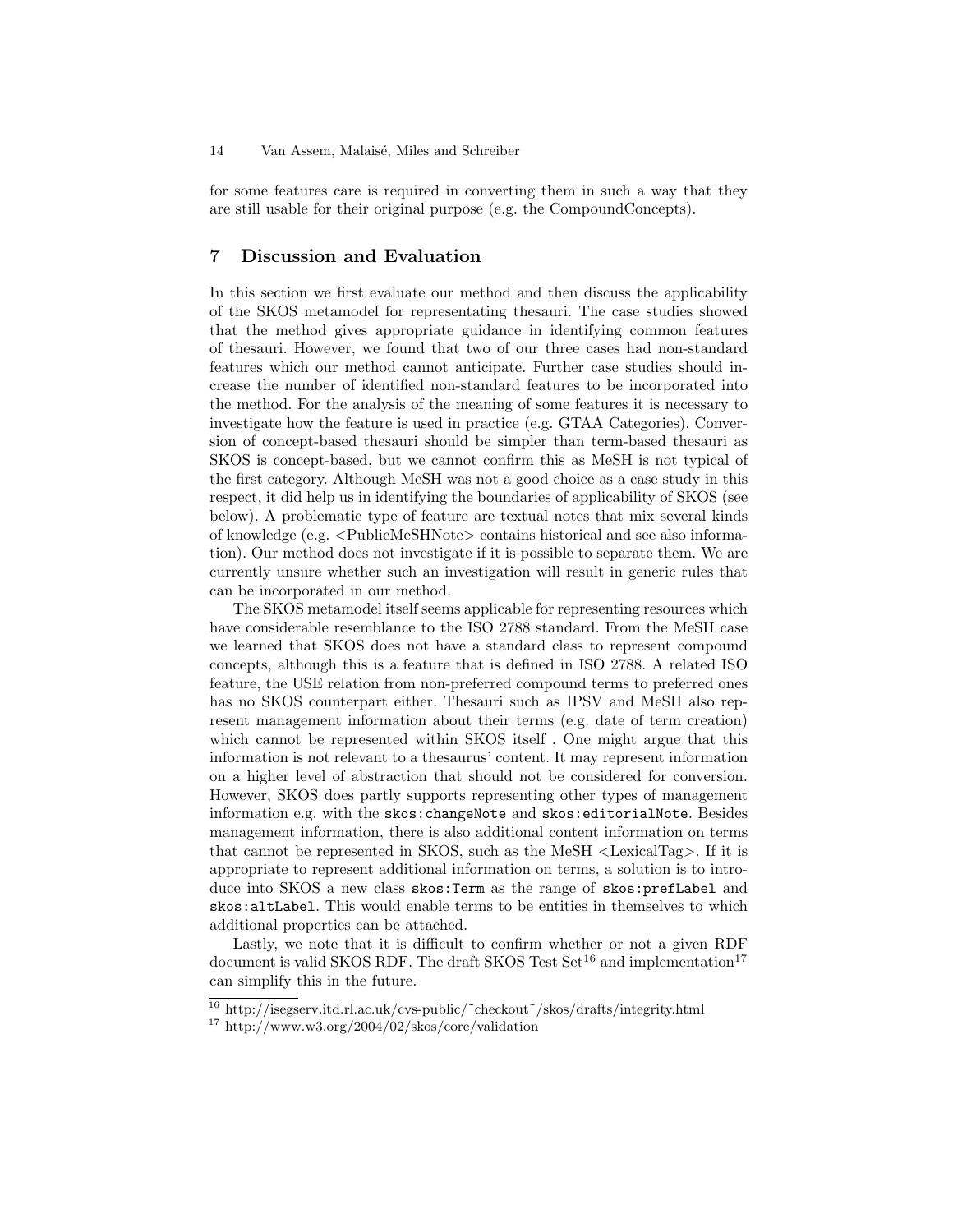for some features care is required in converting them in such a way that they are still usable for their original purpose (e.g. the CompoundConcepts).

## 7 Discussion and Evaluation

In this section we first evaluate our method and then discuss the applicability of the SKOS metamodel for representating thesauri. The case studies showed that the method gives appropriate guidance in identifying common features of thesauri. However, we found that two of our three cases had non-standard features which our method cannot anticipate. Further case studies should increase the number of identified non-standard features to be incorporated into the method. For the analysis of the meaning of some features it is necessary to investigate how the feature is used in practice (e.g. GTAA Categories). Conversion of concept-based thesauri should be simpler than term-based thesauri as SKOS is concept-based, but we cannot confirm this as MeSH is not typical of the first category. Although MeSH was not a good choice as a case study in this respect, it did help us in identifying the boundaries of applicability of SKOS (see below). A problematic type of feature are textual notes that mix several kinds of knowledge (e.g. <PublicMeSHNote> contains historical and see also information). Our method does not investigate if it is possible to separate them. We are currently unsure whether such an investigation will result in generic rules that can be incorporated in our method.

The SKOS metamodel itself seems applicable for representing resources which have considerable resemblance to the ISO 2788 standard. From the MeSH case we learned that SKOS does not have a standard class to represent compound concepts, although this is a feature that is defined in ISO 2788. A related ISO feature, the USE relation from non-preferred compound terms to preferred ones has no SKOS counterpart either. Thesauri such as IPSV and MeSH also represent management information about their terms (e.g. date of term creation) which cannot be represented within SKOS itself . One might argue that this information is not relevant to a thesaurus' content. It may represent information on a higher level of abstraction that should not be considered for conversion. However, SKOS does partly supports representing other types of management information e.g. with the `skos:changeNote` and `skos:editorialNote`. Besides management information, there is also additional content information on terms that cannot be represented in SKOS, such as the MeSH <LexicalTag>. If it is appropriate to represent additional information on terms, a solution is to introduce into SKOS a new class `skos:Term` as the range of `skos:prefLabel` and `skos:altLabel`. This would enable terms to be entities in themselves to which additional properties can be attached.

Lastly, we note that it is difficult to confirm whether or not a given RDF document is valid SKOS RDF. The draft SKOS Test Set[16] and implementation[17] can simplify this in the future.

[16] http://isegserv.itd.rl.ac.uk/cvs-public/~checkout~/skos/drafts/integrity.html

[17] http://www.w3.org/2004/02/skos/core/validation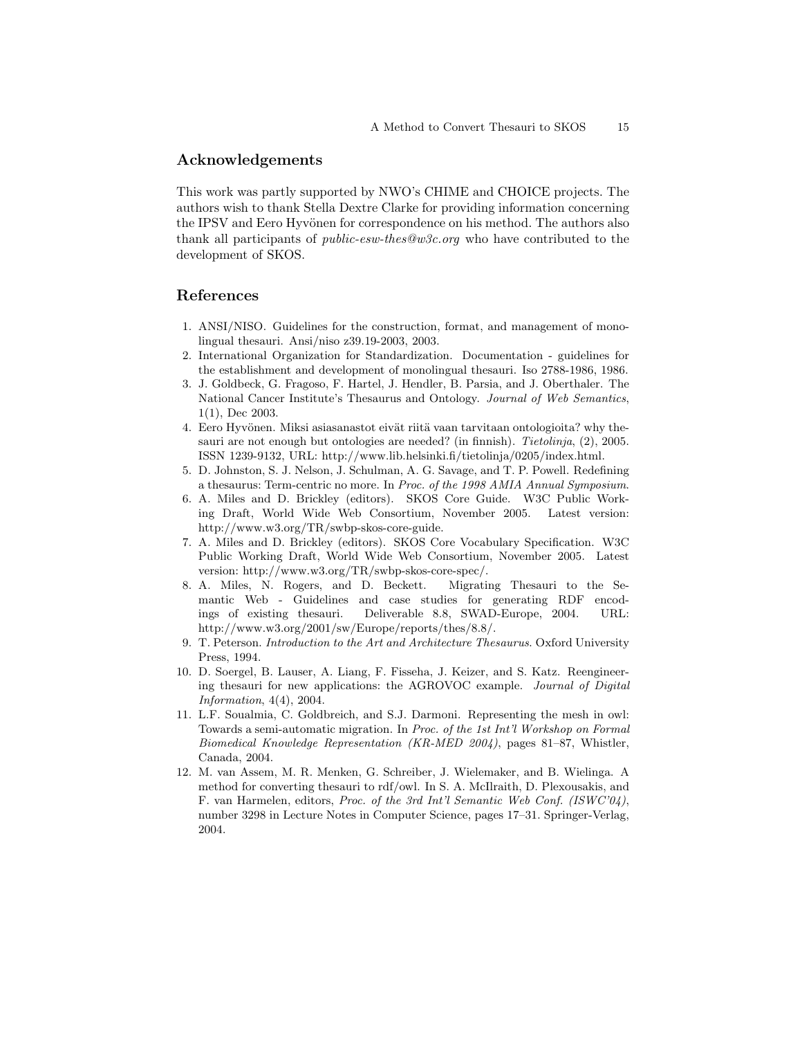## Acknowledgements

This work was partly supported by NWO's CHIME and CHOICE projects. The authors wish to thank Stella Dextre Clarke for providing information concerning the IPSV and Eero Hyvönen for correspondence on his method. The authors also thank all participants of *public-esw-thes@w3c.org* who have contributed to the development of SKOS.

## References

1. ANSI/NISO. Guidelines for the construction, format, and management of monolingual thesauri. Ansi/niso z39.19-2003, 2003.
2. International Organization for Standardization. Documentation - guidelines for the establishment and development of monolingual thesauri. Iso 2788-1986, 1986.
3. J. Goldbeck, G. Fragoso, F. Hartel, J. Hendler, B. Parsia, and J. Oberthaler. The National Cancer Institute's Thesaurus and Ontology. *Journal of Web Semantics*, 1(1), Dec 2003.
4. Eero Hyvönen. Miksi asiasanastot eivät riitä vaan tarvitaan ontologioita? why thesauri are not enough but ontologies are needed? (in finnish). *Tietolinja*, (2), 2005. ISSN 1239-9132, URL: http://www.lib.helsinki.fi/tietolinja/0205/index.html.
5. D. Johnston, S. J. Nelson, J. Schulman, A. G. Savage, and T. P. Powell. Redefining a thesaurus: Term-centric no more. In *Proc. of the 1998 AMIA Annual Symposium*.
6. A. Miles and D. Brickley (editors). SKOS Core Guide. W3C Public Working Draft, World Wide Web Consortium, November 2005. Latest version: http://www.w3.org/TR/swbp-skos-core-guide.
7. A. Miles and D. Brickley (editors). SKOS Core Vocabulary Specification. W3C Public Working Draft, World Wide Web Consortium, November 2005. Latest version: http://www.w3.org/TR/swbp-skos-core-spec/.
8. A. Miles, N. Rogers, and D. Beckett. Migrating Thesauri to the Semantic Web - Guidelines and case studies for generating RDF encodings of existing thesauri. Deliverable 8.8, SWAD-Europe, 2004. URL: http://www.w3.org/2001/sw/Europe/reports/thes/8.8/.
9. T. Peterson. *Introduction to the Art and Architecture Thesaurus*. Oxford University Press, 1994.
10. D. Soergel, B. Lauser, A. Liang, F. Fisseha, J. Keizer, and S. Katz. Reengineering thesauri for new applications: the AGROVOC example. *Journal of Digital Information*, 4(4), 2004.
11. L.F. Soualmia, C. Goldbreich, and S.J. Darmoni. Representing the mesh in owl: Towards a semi-automatic migration. In *Proc. of the 1st Int'l Workshop on Formal Biomedical Knowledge Representation (KR-MED 2004)*, pages 81–87, Whistler, Canada, 2004.
12. M. van Assem, M. R. Menken, G. Schreiber, J. Wielemaker, and B. Wielinga. A method for converting thesauri to rdf/owl. In S. A. McIlraith, D. Plexousakis, and F. van Harmelen, editors, *Proc. of the 3rd Int'l Semantic Web Conf. (ISWC'04)*, number 3298 in Lecture Notes in Computer Science, pages 17–31. Springer-Verlag, 2004.